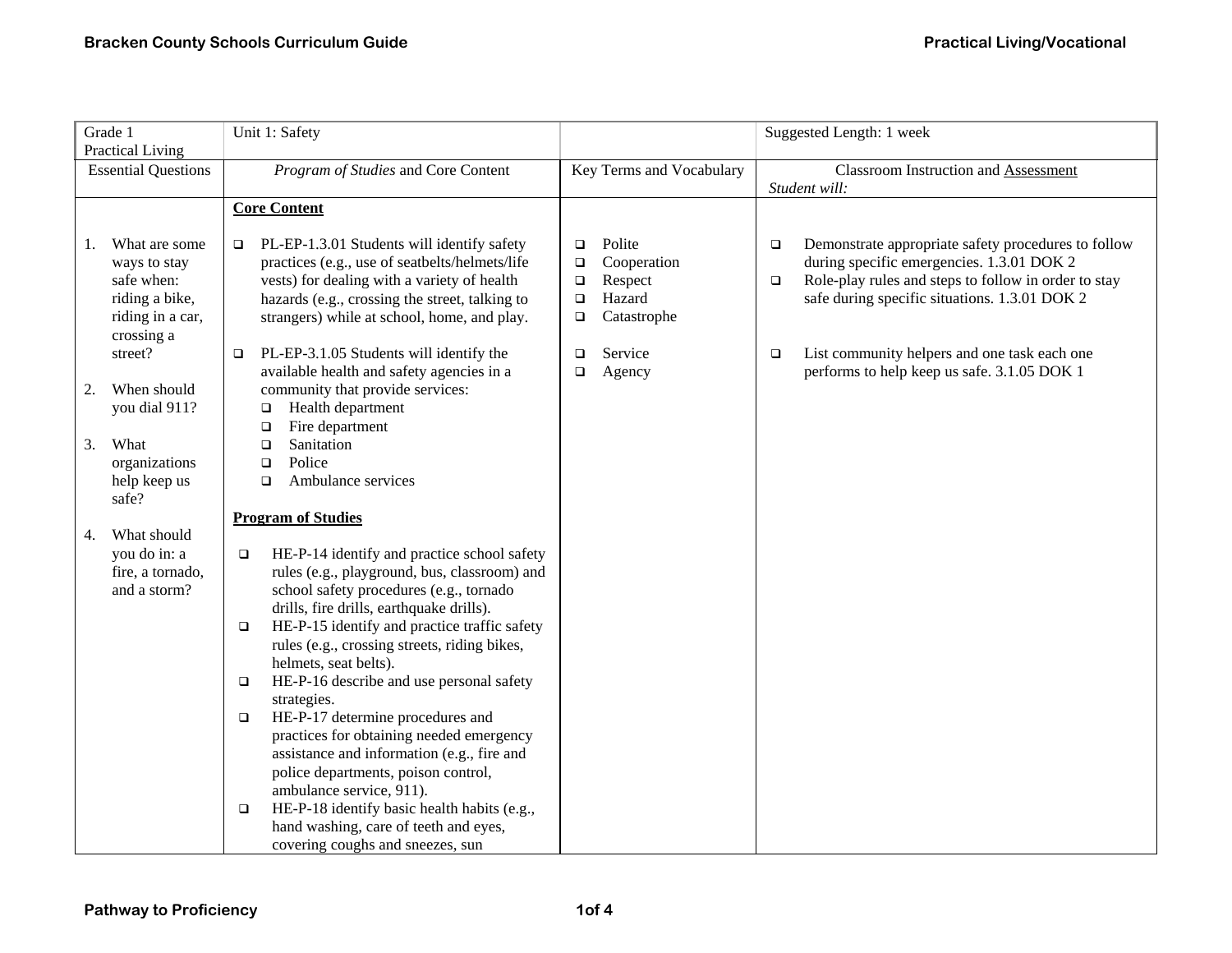| Grade 1 Practical Living | Unit 1: Safety | | Suggested Length: 1 week |
|---|---|---|---|
| Essential Questions | *Program of Studies* and Core Content | Key Terms and Vocabulary | Classroom Instruction and Assessment<br>*Student will:* |
| 1. What are some ways to stay safe when: riding a bike, riding in a car, crossing a street?<br><br>2. When should you dial 911?<br><br>3. What organizations help keep us safe?<br><br>4. What should you do in: a fire, a tornado, and a storm? | **Core Content**<br><br>❑ PL-EP-1.3.01 Students will identify safety practices (e.g., use of seatbelts/helmets/life vests) for dealing with a variety of health hazards (e.g., crossing the street, talking to strangers) while at school, home, and play.<br><br>❑ PL-EP-3.1.05 Students will identify the available health and safety agencies in a community that provide services:<br>❑ Health department<br>❑ Fire department<br>❑ Sanitation<br>❑ Police<br>❑ Ambulance services<br><br>**Program of Studies**<br><br>❑ HE-P-14 identify and practice school safety rules (e.g., playground, bus, classroom) and school safety procedures (e.g., tornado drills, fire drills, earthquake drills).<br>❑ HE-P-15 identify and practice traffic safety rules (e.g., crossing streets, riding bikes, helmets, seat belts).<br>❑ HE-P-16 describe and use personal safety strategies.<br>❑ HE-P-17 determine procedures and practices for obtaining needed emergency assistance and information (e.g., fire and police departments, poison control, ambulance service, 911).<br>❑ HE-P-18 identify basic health habits (e.g., hand washing, care of teeth and eyes, covering coughs and sneezes, sun | ❑ Polite<br>❑ Cooperation<br>❑ Respect<br>❑ Hazard<br>❑ Catastrophe<br><br>❑ Service<br>❑ Agency | ❑ Demonstrate appropriate safety procedures to follow during specific emergencies. 1.3.01 DOK 2<br>❑ Role-play rules and steps to follow in order to stay safe during specific situations. 1.3.01 DOK 2<br><br>❑ List community helpers and one task each one performs to help keep us safe. 3.1.05 DOK 1 |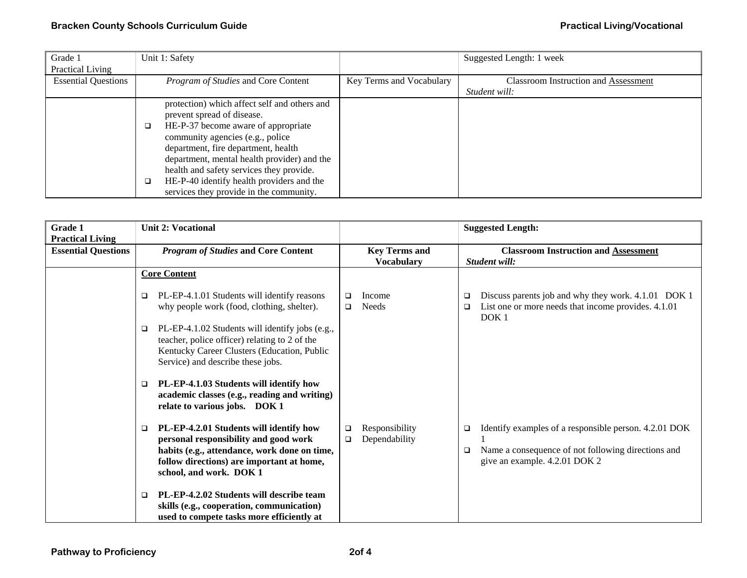| Grade 1 Practical Living | Unit 1: Safety | | Suggested Length: 1 week |
|---|---|---|---|
| Essential Questions | *Program of Studies* and Core Content | Key Terms and Vocabulary | Classroom Instruction and Assessment *Student will:* |
| | protection) which affect self and others and prevent spread of disease.<br>❑ HE-P-37 become aware of appropriate community agencies (e.g., police department, fire department, health department, mental health provider) and the health and safety services they provide.<br>❑ HE-P-40 identify health providers and the services they provide in the community. | | |

| **Grade 1 Practical Living** | **Unit 2: Vocational** | | **Suggested Length:** |
|---|---|---|---|
| **Essential Questions** | ***Program of Studies* and Core Content** | **Key Terms and Vocabulary** | **Classroom Instruction and Assessment** ***Student will:*** |
| | **Core Content**<br><br>❑ PL-EP-4.1.01 Students will identify reasons why people work (food, clothing, shelter).<br><br>❑ PL-EP-4.1.02 Students will identify jobs (e.g., teacher, police officer) relating to 2 of the Kentucky Career Clusters (Education, Public Service) and describe these jobs.<br><br>❑ **PL-EP-4.1.03 Students will identify how academic classes (e.g., reading and writing) relate to various jobs. DOK 1** | ❑ Income<br>❑ Needs | ❑ Discuss parents job and why they work. 4.1.01 DOK 1<br>❑ List one or more needs that income provides. 4.1.01 DOK 1 |
| | ❑ **PL-EP-4.2.01 Students will identify how personal responsibility and good work habits (e.g., attendance, work done on time, follow directions) are important at home, school, and work. DOK 1**<br><br>❑ **PL-EP-4.2.02 Students will describe team skills (e.g., cooperation, communication) used to compete tasks more efficiently at** | ❑ Responsibility<br>❑ Dependability | ❑ Identify examples of a responsible person. 4.2.01 DOK 1<br>❑ Name a consequence of not following directions and give an example. 4.2.01 DOK 2 |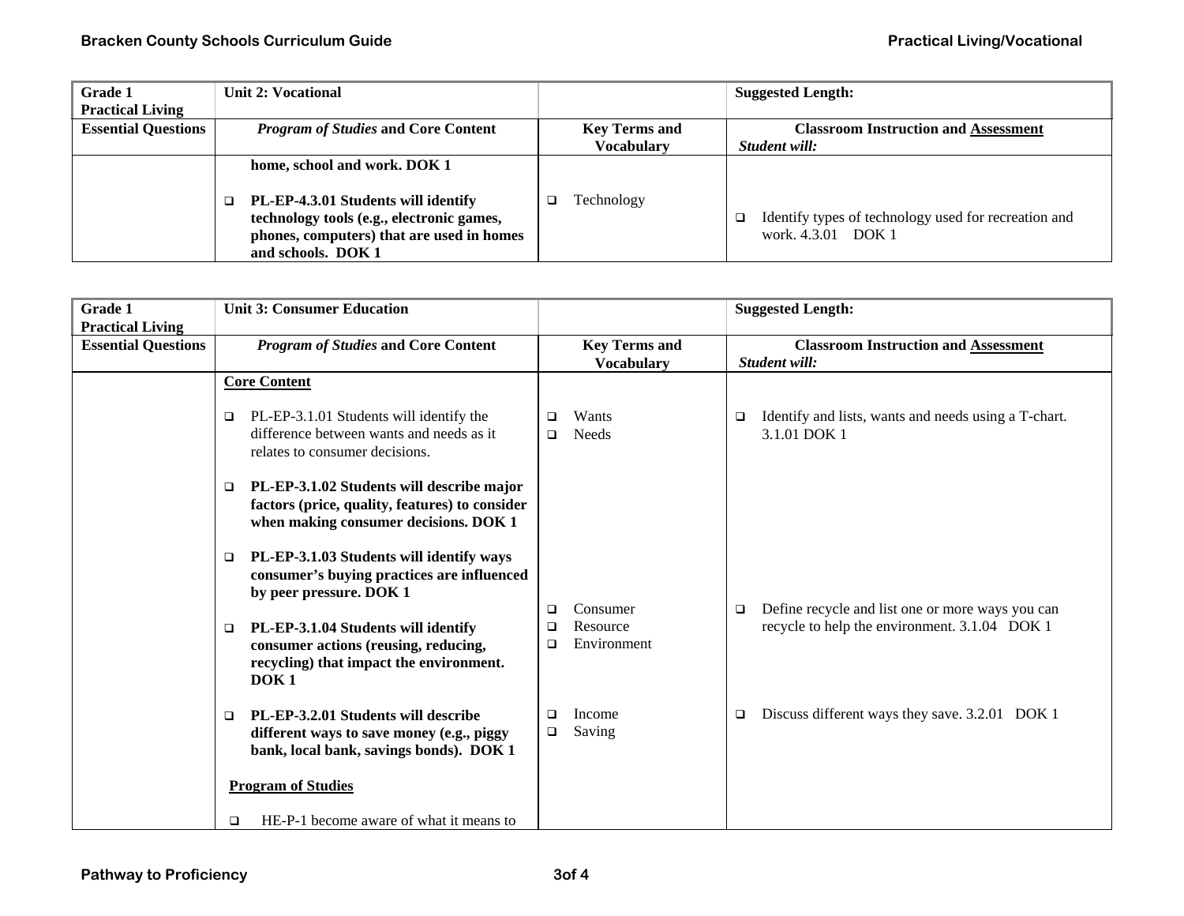| Grade 1 Practical Living | Unit 2: Vocational | | Suggested Length: |
|---|---|---|---|
| **Essential Questions** | ***Program of Studies* and Core Content** | **Key Terms and Vocabulary** | **Classroom Instruction and Assessment** *Student will:* |
| | **home, school and work. DOK 1**<br><br>❑ **PL-EP-4.3.01 Students will identify technology tools (e.g., electronic games, phones, computers) that are used in homes and schools. DOK 1** | ❑ Technology | ❑ Identify types of technology used for recreation and work. 4.3.01 DOK 1 |

| Grade 1 Practical Living | Unit 3: Consumer Education | | Suggested Length: |
|---|---|---|---|
| **Essential Questions** | ***Program of Studies* and Core Content** | **Key Terms and Vocabulary** | **Classroom Instruction and Assessment** *Student will:* |
| | **Core Content**<br><br>❑ PL-EP-3.1.01 Students will identify the difference between wants and needs as it relates to consumer decisions.<br><br>❑ **PL-EP-3.1.02 Students will describe major factors (price, quality, features) to consider when making consumer decisions. DOK 1**<br><br>❑ **PL-EP-3.1.03 Students will identify ways consumer's buying practices are influenced by peer pressure. DOK 1**<br><br>❑ **PL-EP-3.1.04 Students will identify consumer actions (reusing, reducing, recycling) that impact the environment. DOK 1**<br><br>❑ **PL-EP-3.2.01 Students will describe different ways to save money (e.g., piggy bank, local bank, savings bonds). DOK 1**<br><br>**Program of Studies**<br><br>❑ HE-P-1 become aware of what it means to | ❑ Wants<br>❑ Needs<br><br>❑ Consumer<br>❑ Resource<br>❑ Environment<br><br>❑ Income<br>❑ Saving | ❑ Identify and lists, wants and needs using a T-chart. 3.1.01 DOK 1<br><br>❑ Define recycle and list one or more ways you can recycle to help the environment. 3.1.04 DOK 1<br><br>❑ Discuss different ways they save. 3.2.01 DOK 1 |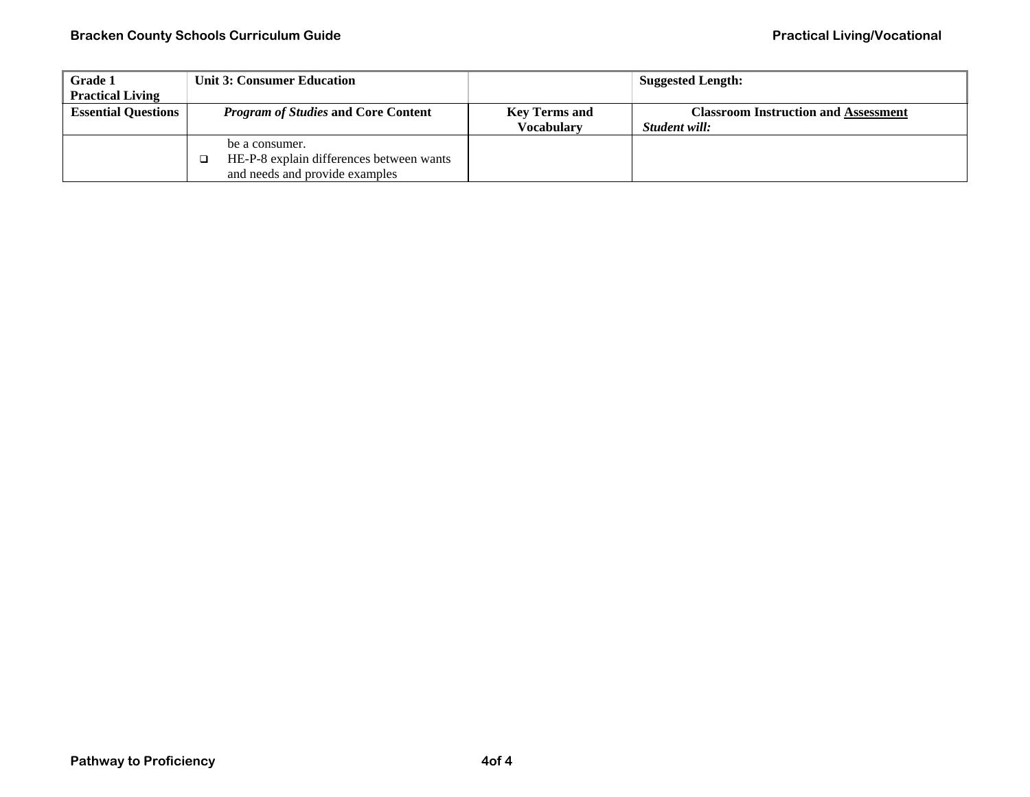| Grade 1 Practical Living | Unit 3: Consumer Education | | Suggested Length: |
|---|---|---|---|
| **Essential Questions** | ***Program of Studies* and Core Content** | **Key Terms and Vocabulary** | **Classroom Instruction and Assessment** ***Student will:*** |
| | be a consumer.<br>❑ HE-P-8 explain differences between wants and needs and provide examples | | |